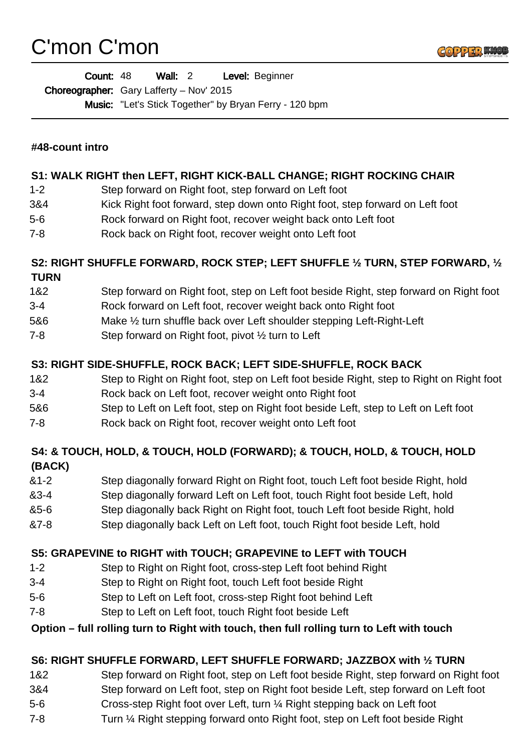# C'mon C'mon

**Count:** 48 **Wall:** 2 **Level:** Beginner
**Choreographer:** Gary Lafferty – Nov' 2015
**Music:** "Let's Stick Together" by Bryan Ferry - 120 bpm

**#48-count intro**

**S1: WALK RIGHT then LEFT, RIGHT KICK-BALL CHANGE; RIGHT ROCKING CHAIR**

| | |
|---|---|
| 1-2 | Step forward on Right foot, step forward on Left foot |
| 3&4 | Kick Right foot forward, step down onto Right foot, step forward on Left foot |
| 5-6 | Rock forward on Right foot, recover weight back onto Left foot |
| 7-8 | Rock back on Right foot, recover weight onto Left foot |

**S2: RIGHT SHUFFLE FORWARD, ROCK STEP; LEFT SHUFFLE ½ TURN, STEP FORWARD, ½ TURN**

| | |
|---|---|
| 1&2 | Step forward on Right foot, step on Left foot beside Right, step forward on Right foot |
| 3-4 | Rock forward on Left foot, recover weight back onto Right foot |
| 5&6 | Make ½ turn shuffle back over Left shoulder stepping Left-Right-Left |
| 7-8 | Step forward on Right foot, pivot ½ turn to Left |

**S3: RIGHT SIDE-SHUFFLE, ROCK BACK; LEFT SIDE-SHUFFLE, ROCK BACK**

| | |
|---|---|
| 1&2 | Step to Right on Right foot, step on Left foot beside Right, step to Right on Right foot |
| 3-4 | Rock back on Left foot, recover weight onto Right foot |
| 5&6 | Step to Left on Left foot, step on Right foot beside Left, step to Left on Left foot |
| 7-8 | Rock back on Right foot, recover weight onto Left foot |

**S4: & TOUCH, HOLD, & TOUCH, HOLD (FORWARD); & TOUCH, HOLD, & TOUCH, HOLD (BACK)**

| | |
|---|---|
| &1-2 | Step diagonally forward Right on Right foot, touch Left foot beside Right, hold |
| &3-4 | Step diagonally forward Left on Left foot, touch Right foot beside Left, hold |
| &5-6 | Step diagonally back Right on Right foot, touch Left foot beside Right, hold |
| &7-8 | Step diagonally back Left on Left foot, touch Right foot beside Left, hold |

**S5: GRAPEVINE to RIGHT with TOUCH; GRAPEVINE to LEFT with TOUCH**

| | |
|---|---|
| 1-2 | Step to Right on Right foot, cross-step Left foot behind Right |
| 3-4 | Step to Right on Right foot, touch Left foot beside Right |
| 5-6 | Step to Left on Left foot, cross-step Right foot behind Left |
| 7-8 | Step to Left on Left foot, touch Right foot beside Left |

**Option – full rolling turn to Right with touch, then full rolling turn to Left with touch**

**S6: RIGHT SHUFFLE FORWARD, LEFT SHUFFLE FORWARD; JAZZBOX with ½ TURN**

| | |
|---|---|
| 1&2 | Step forward on Right foot, step on Left foot beside Right, step forward on Right foot |
| 3&4 | Step forward on Left foot, step on Right foot beside Left, step forward on Left foot |
| 5-6 | Cross-step Right foot over Left, turn ¼ Right stepping back on Left foot |
| 7-8 | Turn ¼ Right stepping forward onto Right foot, step on Left foot beside Right |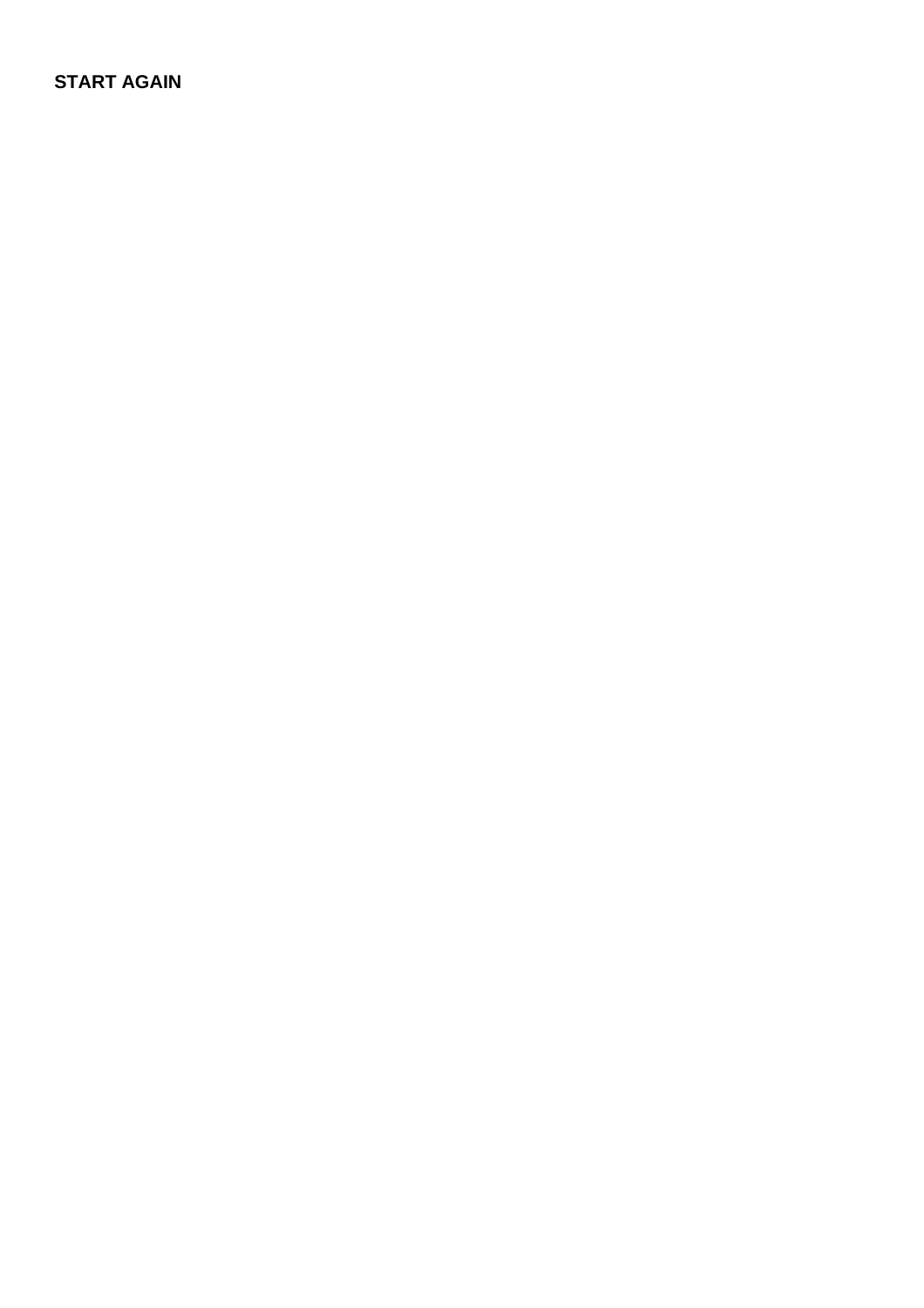**START AGAIN**